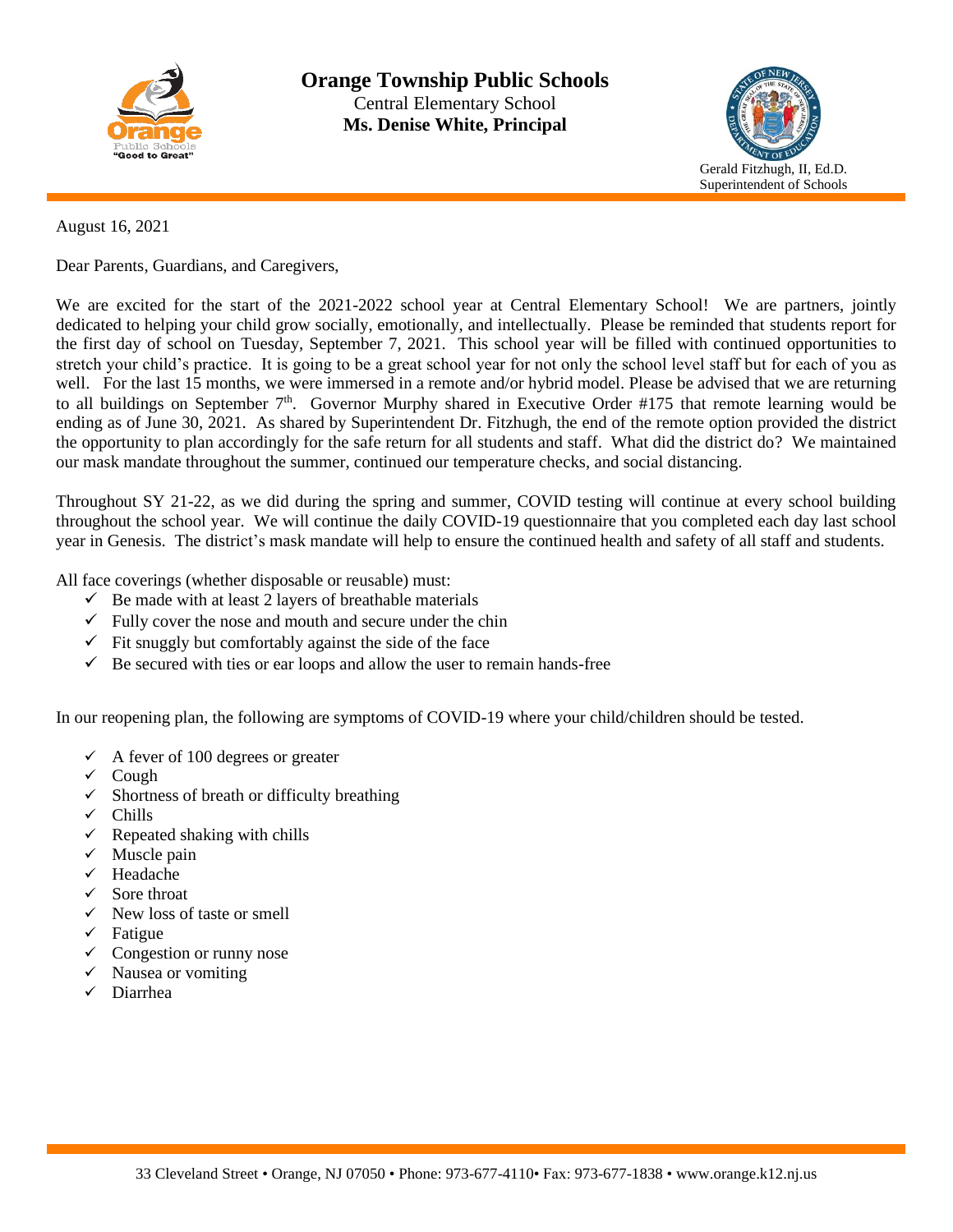# Orange Township Public Schools

Central Elementary School

**Ms. Denise White, Principal**

Gerald Fitzhugh, II, Ed.D.
Superintendent of Schools

August 16, 2021

Dear Parents, Guardians, and Caregivers,

We are excited for the start of the 2021-2022 school year at Central Elementary School! We are partners, jointly dedicated to helping your child grow socially, emotionally, and intellectually. Please be reminded that students report for the first day of school on Tuesday, September 7, 2021. This school year will be filled with continued opportunities to stretch your child's practice. It is going to be a great school year for not only the school level staff but for each of you as well. For the last 15 months, we were immersed in a remote and/or hybrid model. Please be advised that we are returning to all buildings on September 7th. Governor Murphy shared in Executive Order #175 that remote learning would be ending as of June 30, 2021. As shared by Superintendent Dr. Fitzhugh, the end of the remote option provided the district the opportunity to plan accordingly for the safe return for all students and staff. What did the district do? We maintained our mask mandate throughout the summer, continued our temperature checks, and social distancing.

Throughout SY 21-22, as we did during the spring and summer, COVID testing will continue at every school building throughout the school year. We will continue the daily COVID-19 questionnaire that you completed each day last school year in Genesis. The district's mask mandate will help to ensure the continued health and safety of all staff and students.

All face coverings (whether disposable or reusable) must:

- ✓ Be made with at least 2 layers of breathable materials
- ✓ Fully cover the nose and mouth and secure under the chin
- ✓ Fit snuggly but comfortably against the side of the face
- ✓ Be secured with ties or ear loops and allow the user to remain hands-free

In our reopening plan, the following are symptoms of COVID-19 where your child/children should be tested.

- ✓ A fever of 100 degrees or greater
- ✓ Cough
- ✓ Shortness of breath or difficulty breathing
- ✓ Chills
- ✓ Repeated shaking with chills
- ✓ Muscle pain
- ✓ Headache
- ✓ Sore throat
- ✓ New loss of taste or smell
- ✓ Fatigue
- ✓ Congestion or runny nose
- ✓ Nausea or vomiting
- ✓ Diarrhea

33 Cleveland Street • Orange, NJ 07050 • Phone: 973-677-4110• Fax: 973-677-1838 • www.orange.k12.nj.us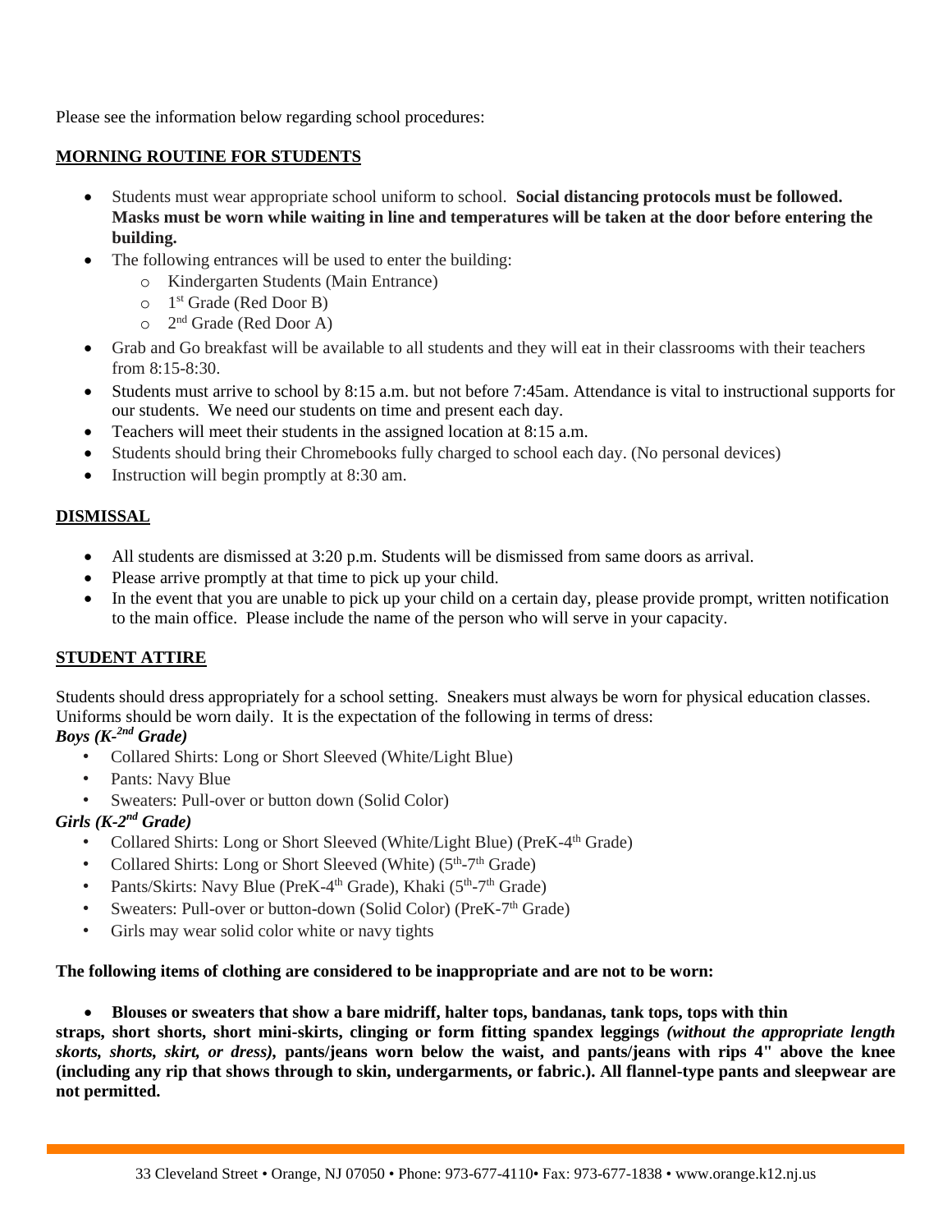Please see the information below regarding school procedures:

## MORNING ROUTINE FOR STUDENTS

- Students must wear appropriate school uniform to school. **Social distancing protocols must be followed. Masks must be worn while waiting in line and temperatures will be taken at the door before entering the building.**
- The following entrances will be used to enter the building:
  - Kindergarten Students (Main Entrance)
  - 1st Grade (Red Door B)
  - 2nd Grade (Red Door A)
- Grab and Go breakfast will be available to all students and they will eat in their classrooms with their teachers from 8:15-8:30.
- Students must arrive to school by 8:15 a.m. but not before 7:45am. Attendance is vital to instructional supports for our students. We need our students on time and present each day.
- Teachers will meet their students in the assigned location at 8:15 a.m.
- Students should bring their Chromebooks fully charged to school each day. (No personal devices)
- Instruction will begin promptly at 8:30 am.

## DISMISSAL

- All students are dismissed at 3:20 p.m. Students will be dismissed from same doors as arrival.
- Please arrive promptly at that time to pick up your child.
- In the event that you are unable to pick up your child on a certain day, please provide prompt, written notification to the main office. Please include the name of the person who will serve in your capacity.

## STUDENT ATTIRE

Students should dress appropriately for a school setting. Sneakers must always be worn for physical education classes. Uniforms should be worn daily. It is the expectation of the following in terms of dress:

***Boys (K-2nd Grade)***

- Collared Shirts: Long or Short Sleeved (White/Light Blue)
- Pants: Navy Blue
- Sweaters: Pull-over or button down (Solid Color)

***Girls (K-2nd Grade)***

- Collared Shirts: Long or Short Sleeved (White/Light Blue) (PreK-4th Grade)
- Collared Shirts: Long or Short Sleeved (White) (5th-7th Grade)
- Pants/Skirts: Navy Blue (PreK-4th Grade), Khaki (5th-7th Grade)
- Sweaters: Pull-over or button-down (Solid Color) (PreK-7th Grade)
- Girls may wear solid color white or navy tights

**The following items of clothing are considered to be inappropriate and are not to be worn:**

- **Blouses or sweaters that show a bare midriff, halter tops, bandanas, tank tops, tops with thin straps, short shorts, short mini-skirts, clinging or form fitting spandex leggings *(without the appropriate length skorts, shorts, skirt, or dress),* pants/jeans worn below the waist, and pants/jeans with rips 4" above the knee (including any rip that shows through to skin, undergarments, or fabric.). All flannel-type pants and sleepwear are not permitted.**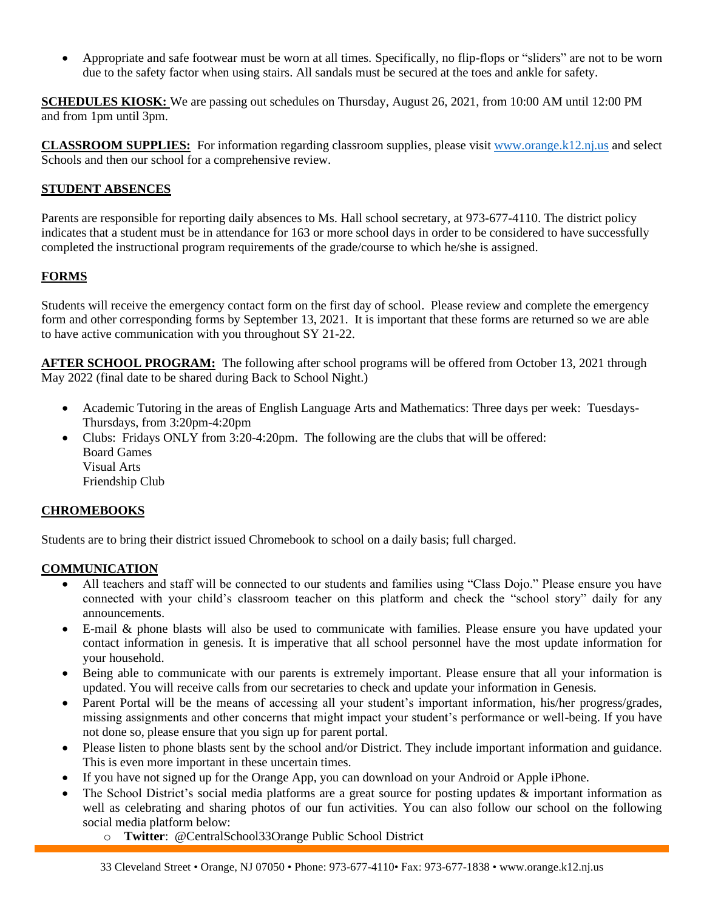- Appropriate and safe footwear must be worn at all times. Specifically, no flip-flops or "sliders" are not to be worn due to the safety factor when using stairs. All sandals must be secured at the toes and ankle for safety.

**SCHEDULES KIOSK:** We are passing out schedules on Thursday, August 26, 2021, from 10:00 AM until 12:00 PM and from 1pm until 3pm.

**CLASSROOM SUPPLIES:** For information regarding classroom supplies, please visit www.orange.k12.nj.us and select Schools and then our school for a comprehensive review.

**STUDENT ABSENCES**

Parents are responsible for reporting daily absences to Ms. Hall school secretary, at 973-677-4110. The district policy indicates that a student must be in attendance for 163 or more school days in order to be considered to have successfully completed the instructional program requirements of the grade/course to which he/she is assigned.

**FORMS**

Students will receive the emergency contact form on the first day of school. Please review and complete the emergency form and other corresponding forms by September 13, 2021. It is important that these forms are returned so we are able to have active communication with you throughout SY 21-22.

**AFTER SCHOOL PROGRAM:** The following after school programs will be offered from October 13, 2021 through May 2022 (final date to be shared during Back to School Night.)

- Academic Tutoring in the areas of English Language Arts and Mathematics: Three days per week: Tuesdays-Thursdays, from 3:20pm-4:20pm
- Clubs: Fridays ONLY from 3:20-4:20pm. The following are the clubs that will be offered:
  Board Games
  Visual Arts
  Friendship Club

**CHROMEBOOKS**

Students are to bring their district issued Chromebook to school on a daily basis; full charged.

**COMMUNICATION**

- All teachers and staff will be connected to our students and families using "Class Dojo." Please ensure you have connected with your child's classroom teacher on this platform and check the "school story" daily for any announcements.
- E-mail & phone blasts will also be used to communicate with families. Please ensure you have updated your contact information in genesis. It is imperative that all school personnel have the most update information for your household.
- Being able to communicate with our parents is extremely important. Please ensure that all your information is updated. You will receive calls from our secretaries to check and update your information in Genesis.
- Parent Portal will be the means of accessing all your student's important information, his/her progress/grades, missing assignments and other concerns that might impact your student's performance or well-being. If you have not done so, please ensure that you sign up for parent portal.
- Please listen to phone blasts sent by the school and/or District. They include important information and guidance. This is even more important in these uncertain times.
- If you have not signed up for the Orange App, you can download on your Android or Apple iPhone.
- The School District's social media platforms are a great source for posting updates & important information as well as celebrating and sharing photos of our fun activities. You can also follow our school on the following social media platform below:
  - **Twitter**: @CentralSchool33Orange Public School District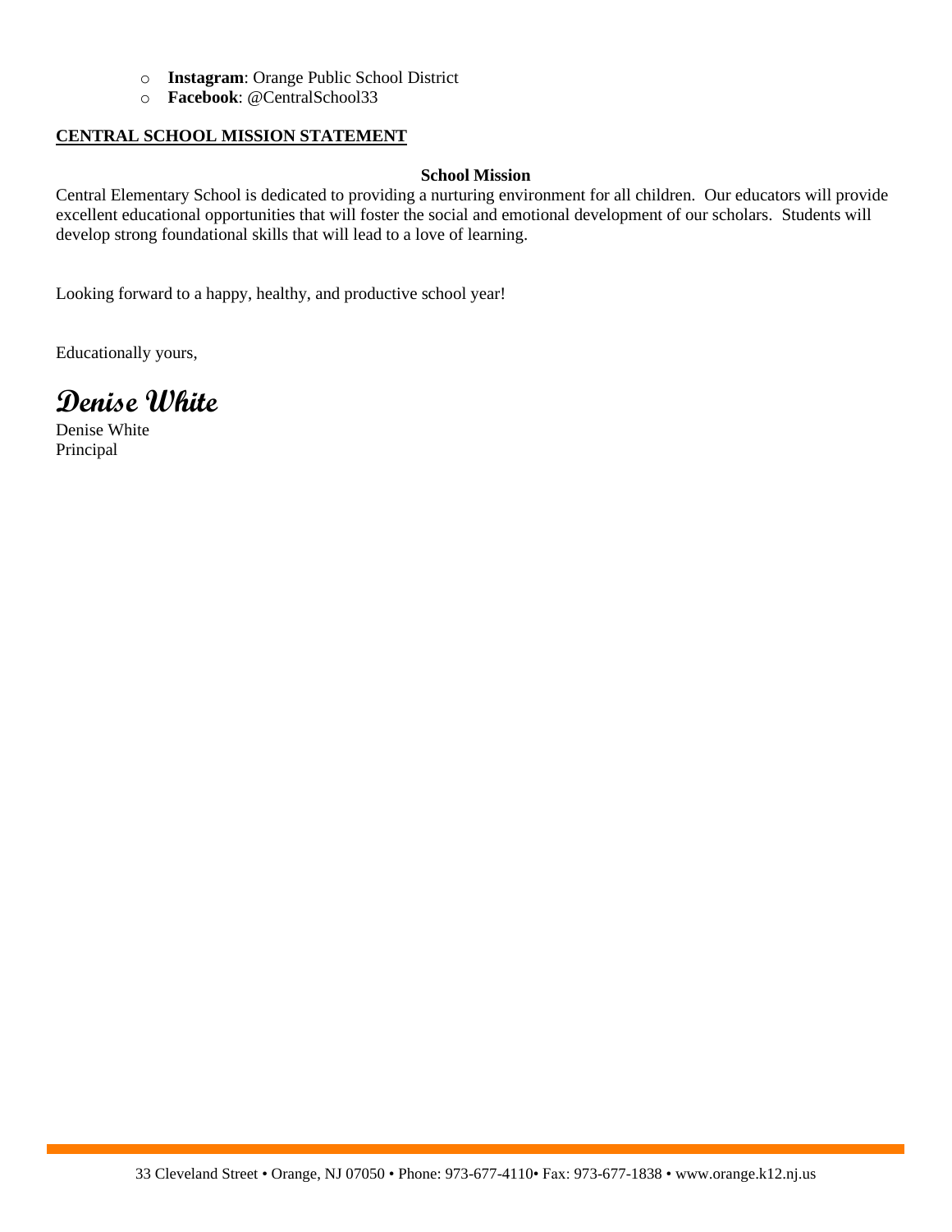- **Instagram**: Orange Public School District
- **Facebook**: @CentralSchool33

**CENTRAL SCHOOL MISSION STATEMENT**

**School Mission**

Central Elementary School is dedicated to providing a nurturing environment for all children. Our educators will provide excellent educational opportunities that will foster the social and emotional development of our scholars. Students will develop strong foundational skills that will lead to a love of learning.

Looking forward to a happy, healthy, and productive school year!

Educationally yours,

*Denise White*

Denise White
Principal

33 Cleveland Street • Orange, NJ 07050 • Phone: 973-677-4110• Fax: 973-677-1838 • www.orange.k12.nj.us